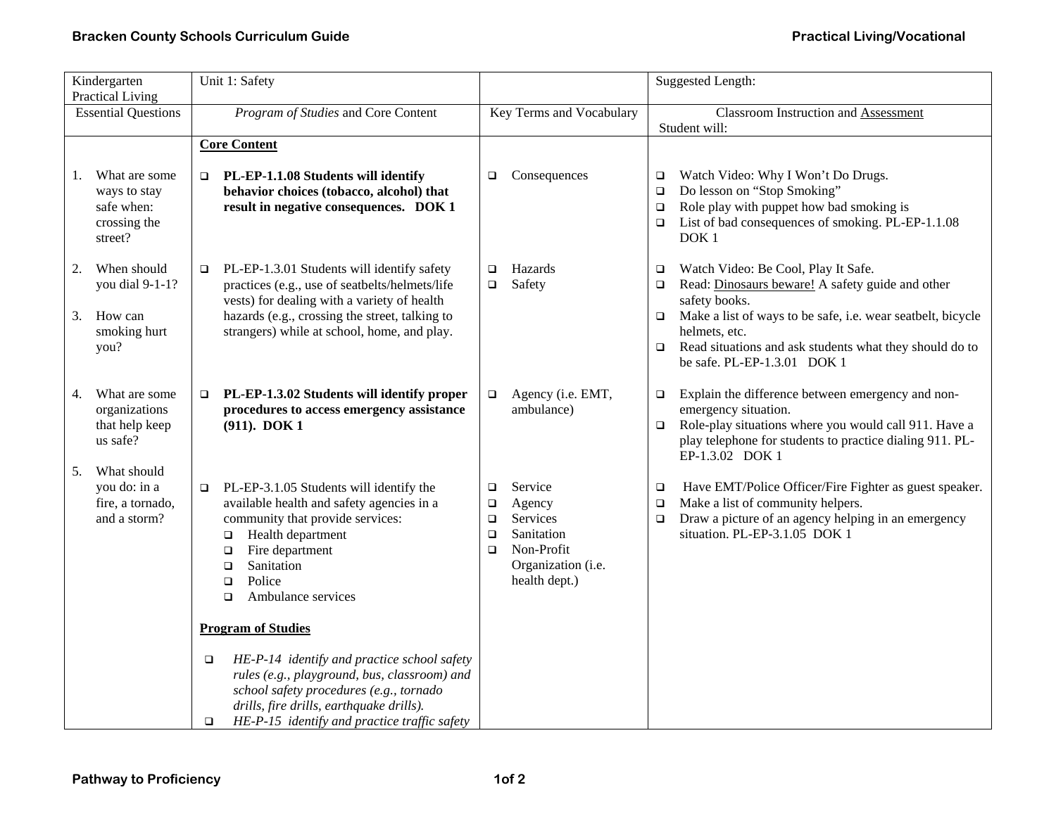**Bracken County Schools Curriculum Guide** | **Practical Living/Vocational**

| Kindergarten Practical Living | Unit 1: Safety | | Suggested Length: |
|---|---|---|---|
| Essential Questions | *Program of Studies* and Core Content | Key Terms and Vocabulary | Classroom Instruction and Assessment<br>Student will: |
| 1. What are some ways to stay safe when: crossing the street?<br><br>2. When should you dial 9-1-1?<br><br>3. How can smoking hurt you?<br><br>4. What are some organizations that help keep us safe?<br><br>5. What should you do: in a fire, a tornado, and a storm? | **Core Content**<br><br>❑ **PL-EP-1.1.08 Students will identify behavior choices (tobacco, alcohol) that result in negative consequences. DOK 1** | ❑ Consequences | ❑ Watch Video: Why I Won't Do Drugs.<br>❑ Do lesson on "Stop Smoking"<br>❑ Role play with puppet how bad smoking is<br>❑ List of bad consequences of smoking. PL-EP-1.1.08 DOK 1 |
| | ❑ PL-EP-1.3.01 Students will identify safety practices (e.g., use of seatbelts/helmets/life vests) for dealing with a variety of health hazards (e.g., crossing the street, talking to strangers) while at school, home, and play. | ❑ Hazards<br>❑ Safety | ❑ Watch Video: Be Cool, Play It Safe.<br>❑ Read: Dinosaurs beware! A safety guide and other safety books.<br>❑ Make a list of ways to be safe, i.e. wear seatbelt, bicycle helmets, etc.<br>❑ Read situations and ask students what they should do to be safe. PL-EP-1.3.01 DOK 1 |
| | ❑ **PL-EP-1.3.02 Students will identify proper procedures to access emergency assistance (911). DOK 1** | ❑ Agency (i.e. EMT, ambulance) | ❑ Explain the difference between emergency and non-emergency situation.<br>❑ Role-play situations where you would call 911. Have a play telephone for students to practice dialing 911. PL-EP-1.3.02 DOK 1 |
| | ❑ PL-EP-3.1.05 Students will identify the available health and safety agencies in a community that provide services:<br>❑ Health department<br>❑ Fire department<br>❑ Sanitation<br>❑ Police<br>❑ Ambulance services<br><br>**Program of Studies**<br><br>❑ *HE-P-14 identify and practice school safety rules (e.g., playground, bus, classroom) and school safety procedures (e.g., tornado drills, fire drills, earthquake drills).*<br>❑ *HE-P-15 identify and practice traffic safety* | ❑ Service<br>❑ Agency<br>❑ Services<br>❑ Sanitation<br>❑ Non-Profit Organization (i.e. health dept.) | ❑ Have EMT/Police Officer/Fire Fighter as guest speaker.<br>❑ Make a list of community helpers.<br>❑ Draw a picture of an agency helping in an emergency situation. PL-EP-3.1.05 DOK 1 |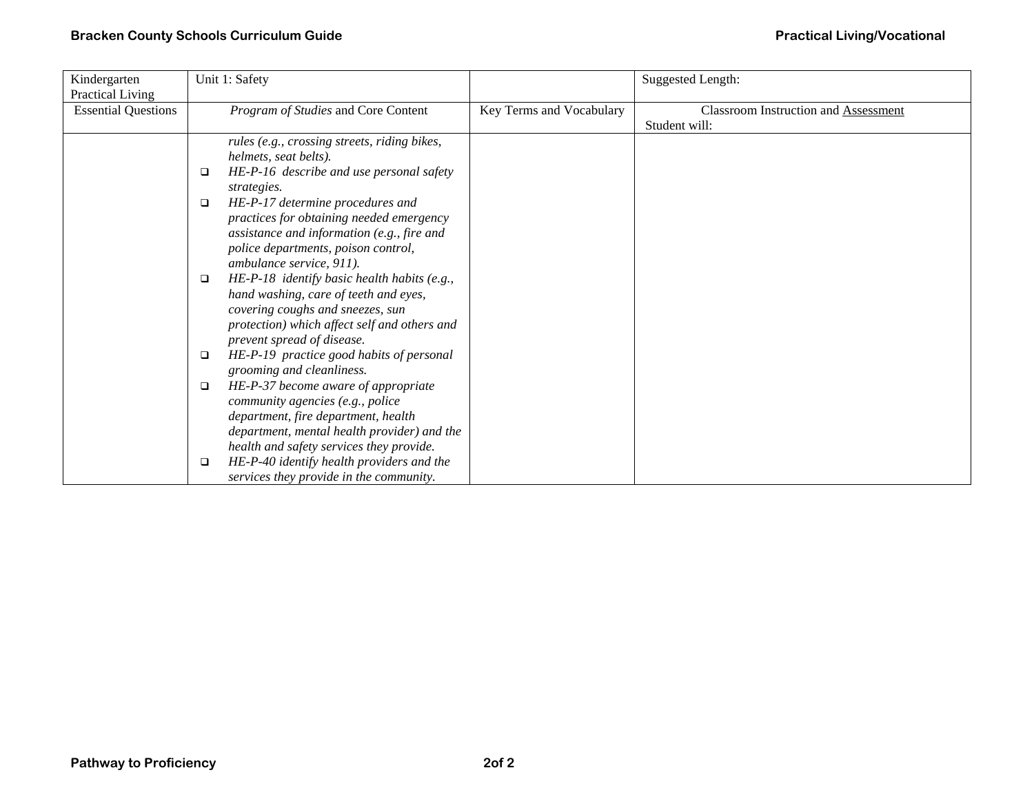| Kindergarten Practical Living | Unit 1: Safety | | Suggested Length: |
|---|---|---|---|
| Essential Questions | *Program of Studies* and Core Content | Key Terms and Vocabulary | Classroom Instruction and Assessment Student will: |
| | *rules (e.g., crossing streets, riding bikes, helmets, seat belts).*<br>❑ *HE-P-16 describe and use personal safety strategies.*<br>❑ *HE-P-17 determine procedures and practices for obtaining needed emergency assistance and information (e.g., fire and police departments, poison control, ambulance service, 911).*<br>❑ *HE-P-18 identify basic health habits (e.g., hand washing, care of teeth and eyes, covering coughs and sneezes, sun protection) which affect self and others and prevent spread of disease.*<br>❑ *HE-P-19 practice good habits of personal grooming and cleanliness.*<br>❑ *HE-P-37 become aware of appropriate community agencies (e.g., police department, fire department, health department, mental health provider) and the health and safety services they provide.*<br>❑ *HE-P-40 identify health providers and the services they provide in the community.* | | |